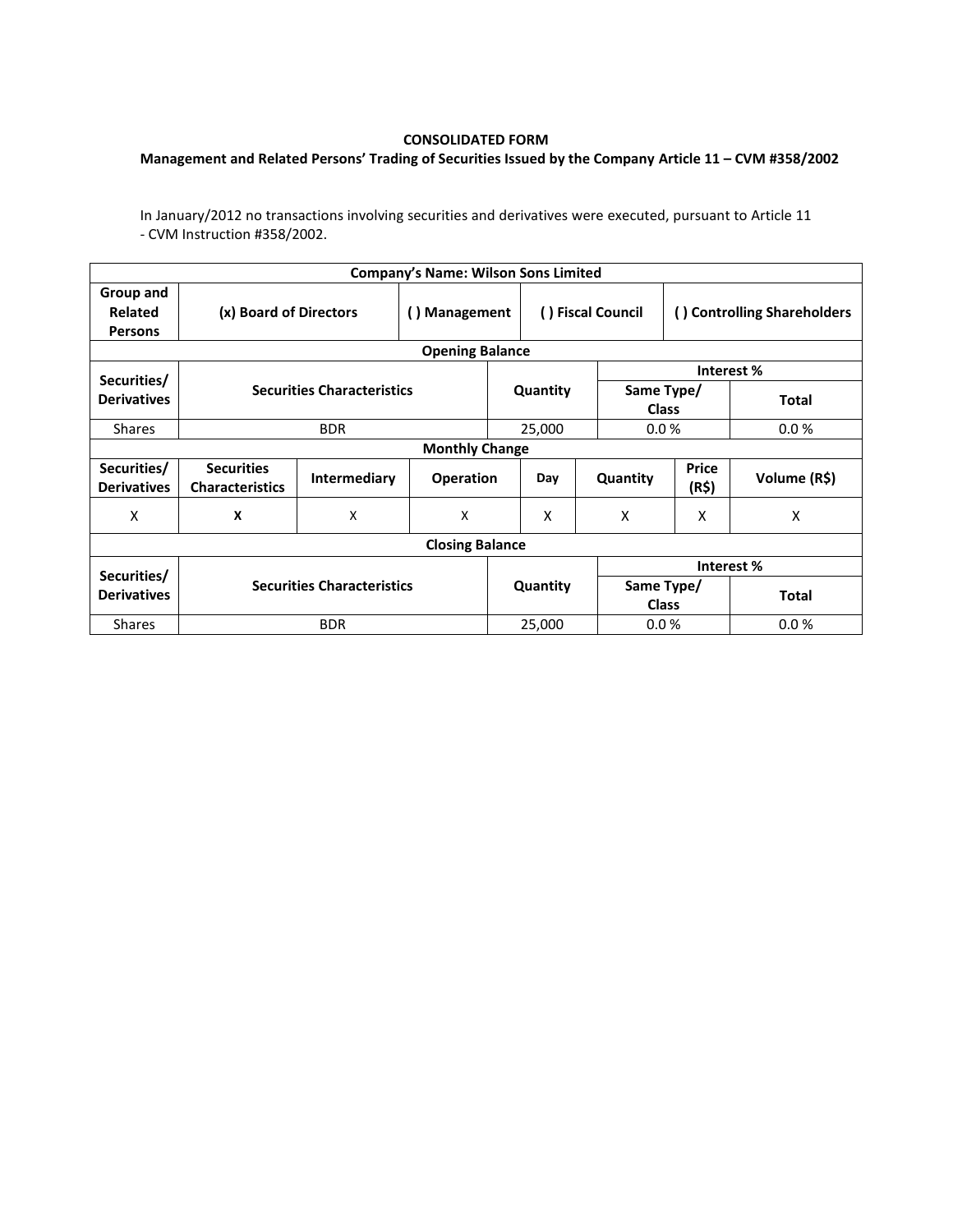**CONSOLIDATED FORM**

**Management and Related Persons' Trading of Securities Issued by the Company Article 11 – CVM #358/2002**

In January/2012 no transactions involving securities and derivatives were executed, pursuant to Article 11 - CVM Instruction #358/2002.

| **Company's Name: Wilson Sons Limited** | | | | | | | |
|---|---|---|---|---|---|---|---|
| **Group and Related Persons** | **(x) Board of Directors** | | **( ) Management** | | **( ) Fiscal Council** | **( ) Controlling Shareholders** | |
| **Opening Balance** | | | | | | | |
| **Securities/ Derivatives** | **Securities Characteristics** | | | **Quantity** | **Interest %** | | |
| | | | | | **Same Type/ Class** | | **Total** |
| Shares | BDR | | | 25,000 | 0.0 % | | 0.0 % |
| **Monthly Change** | | | | | | | |
| **Securities/ Derivatives** | **Securities Characteristics** | **Intermediary** | **Operation** | **Day** | **Quantity** | **Price (R$)** | **Volume (R$)** |
| X | **X** | X | X | X | X | X | X |
| **Closing Balance** | | | | | | | |
| **Securities/ Derivatives** | **Securities Characteristics** | | | **Quantity** | **Interest %** | | |
| | | | | | **Same Type/ Class** | | **Total** |
| Shares | BDR | | | 25,000 | 0.0 % | | 0.0 % |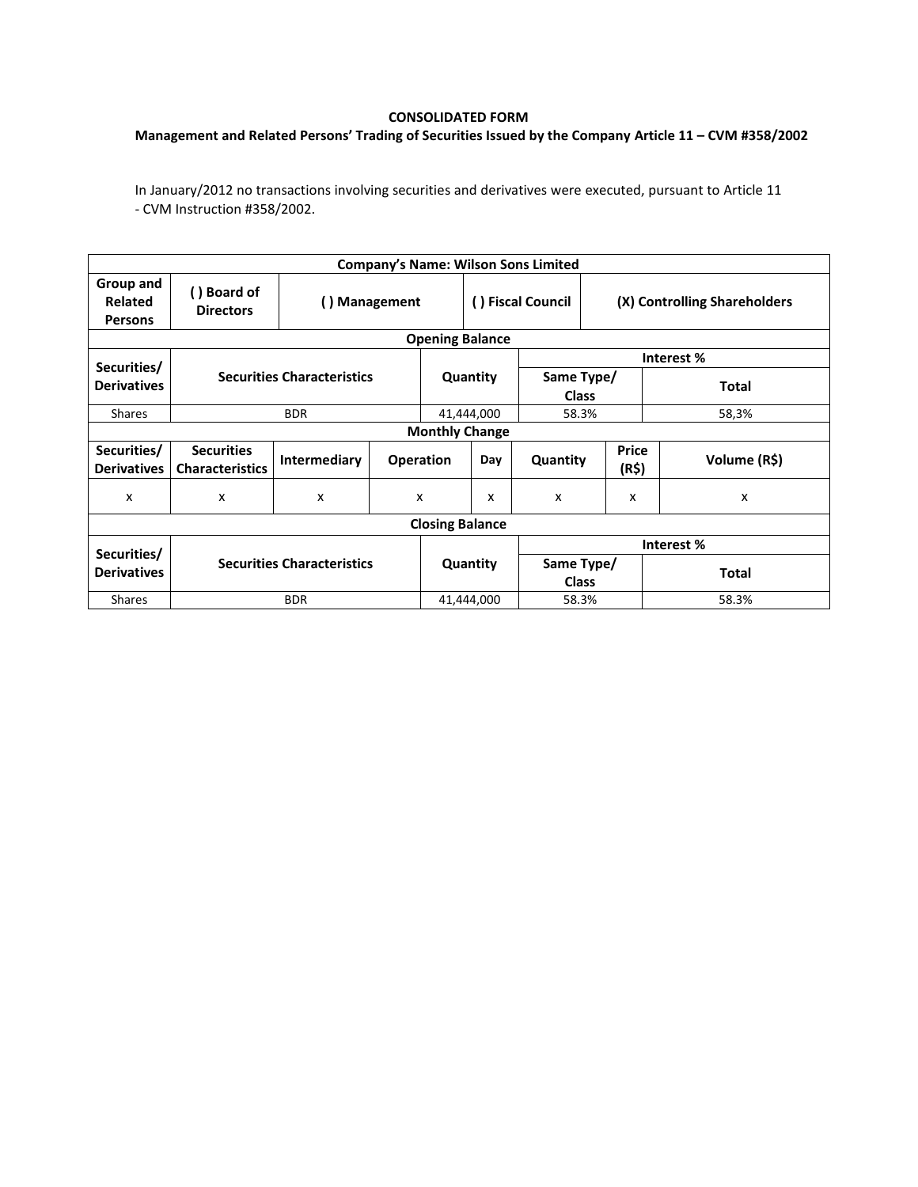**CONSOLIDATED FORM**

**Management and Related Persons' Trading of Securities Issued by the Company Article 11 – CVM #358/2002**

In January/2012 no transactions involving securities and derivatives were executed, pursuant to Article 11 - CVM Instruction #358/2002.

| **Company's Name: Wilson Sons Limited** | | | | | | | |
|---|---|---|---|---|---|---|---|
| **Group and Related Persons** | **( ) Board of Directors** | **( ) Management** | | **( ) Fiscal Council** | **(X) Controlling Shareholders** | | |
| **Opening Balance** | | | | | | | |
| **Securities/ Derivatives** | **Securities Characteristics** | | | **Quantity** | **Interest %** | | |
| | | | | | **Same Type/ Class** | | **Total** |
| Shares | BDR | | | 41,444,000 | 58.3% | | 58,3% |
| **Monthly Change** | | | | | | | |
| **Securities/ Derivatives** | **Securities Characteristics** | **Intermediary** | **Operation** | **Day** | **Quantity** | **Price (R$)** | **Volume (R$)** |
| x | x | x | x | x | x | x | x |
| **Closing Balance** | | | | | | | |
| **Securities/ Derivatives** | **Securities Characteristics** | | | **Quantity** | **Interest %** | | |
| | | | | | **Same Type/ Class** | | **Total** |
| Shares | BDR | | | 41,444,000 | 58.3% | | 58.3% |